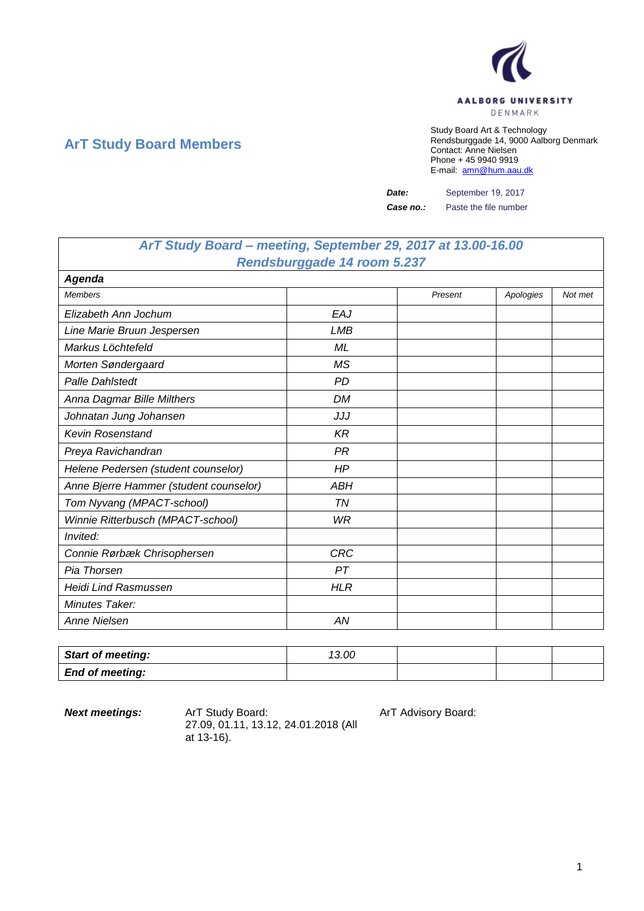AALBORG UNIVERSITY
DENMARK

# ArT Study Board Members

Study Board Art & Technology
Rendsburggade 14, 9000 Aalborg Denmark
Contact: Anne Nielsen
Phone + 45 9940 9919
E-mail: amn@hum.aau.dk

***Date:*** September 19, 2017
***Case no.:*** Paste the file number

| ***ArT Study Board – meeting, September 29, 2017 at 13.00-16.00 Rendsburggade 14 room 5.237*** | | | | |
|---|---|---|---|---|
| ***Agenda*** | | | | |
| *Members* | | *Present* | *Apologies* | *Not met* |
| *Elizabeth Ann Jochum* | *EAJ* | | | |
| *Line Marie Bruun Jespersen* | *LMB* | | | |
| *Markus Löchtefeld* | *ML* | | | |
| *Morten Søndergaard* | *MS* | | | |
| *Palle Dahlstedt* | *PD* | | | |
| *Anna Dagmar Bille Milthers* | *DM* | | | |
| *Johnatan Jung Johansen* | *JJJ* | | | |
| *Kevin Rosenstand* | *KR* | | | |
| *Preya Ravichandran* | *PR* | | | |
| *Helene Pedersen (student counselor)* | *HP* | | | |
| *Anne Bjerre Hammer (student counselor)* | *ABH* | | | |
| *Tom Nyvang (MPACT-school)* | *TN* | | | |
| *Winnie Ritterbusch (MPACT-school)* | *WR* | | | |
| *Invited:* | | | | |
| *Connie Rørbæk Chrisophersen* | *CRC* | | | |
| *Pia Thorsen* | *PT* | | | |
| *Heidi Lind Rasmussen* | *HLR* | | | |
| *Minutes Taker:* | | | | |
| *Anne Nielsen* | *AN* | | | |

| ***Start of meeting:*** | *13.00* | | | |
|---|---|---|---|---|
| ***End of meeting:*** | | | | |

***Next meetings:*** ArT Study Board: 27.09, 01.11, 13.12, 24.01.2018 (All at 13-16). ArT Advisory Board: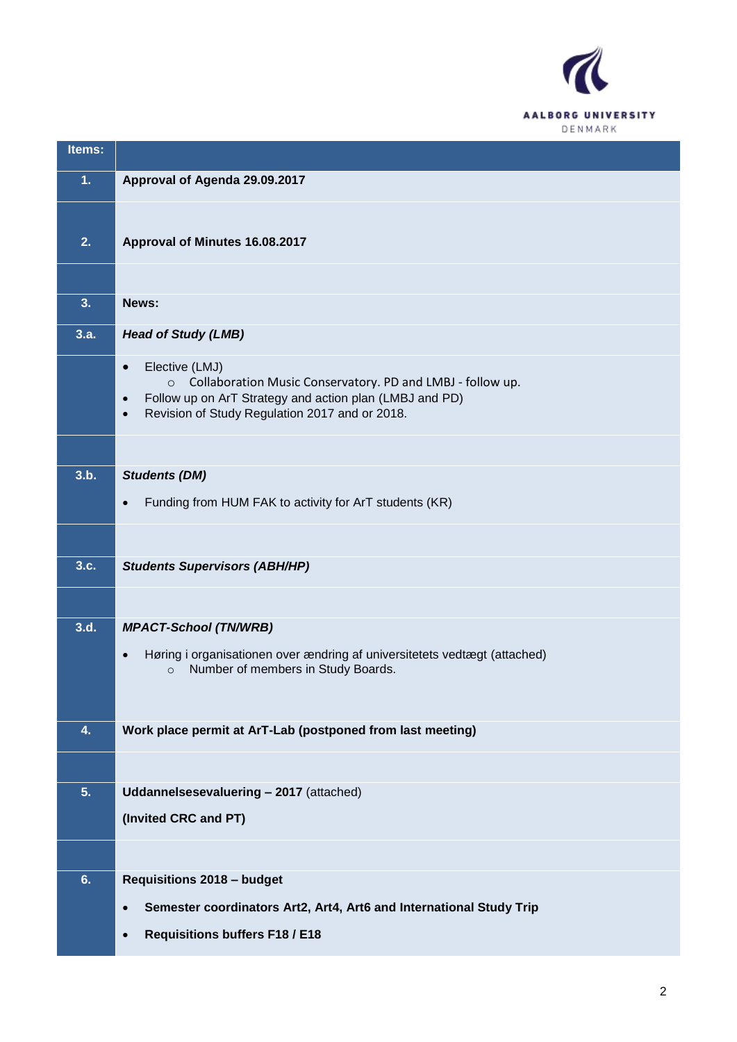| Items: | |
|---|---|
| **1.** | **Approval of Agenda 29.09.2017** |
| **2.** | **Approval of Minutes 16.08.2017** |
| | |
| **3.** | **News:** |
| **3.a.** | ***Head of Study (LMB)*** |
| | • Elective (LMJ)<br>　◦ Collaboration Music Conservatory. PD and LMBJ - follow up.<br>• Follow up on ArT Strategy and action plan (LMBJ and PD)<br>• Revision of Study Regulation 2017 and or 2018. |
| | |
| **3.b.** | ***Students (DM)***<br><br>• Funding from HUM FAK to activity for ArT students (KR) |
| | |
| **3.c.** | ***Students Supervisors (ABH/HP)*** |
| | |
| **3.d.** | ***MPACT-School (TN/WRB)***<br><br>• Høring i organisationen over ændring af universitetets vedtægt (attached)<br>　◦ Number of members in Study Boards. |
| **4.** | **Work place permit at ArT-Lab (postponed from last meeting)** |
| | |
| **5.** | **Uddannelsesevaluering – 2017** (attached)<br><br>**(Invited CRC and PT)** |
| | |
| **6.** | **Requisitions 2018 – budget**<br><br>• **Semester coordinators Art2, Art4, Art6 and International Study Trip**<br><br>• **Requisitions buffers F18 / E18** |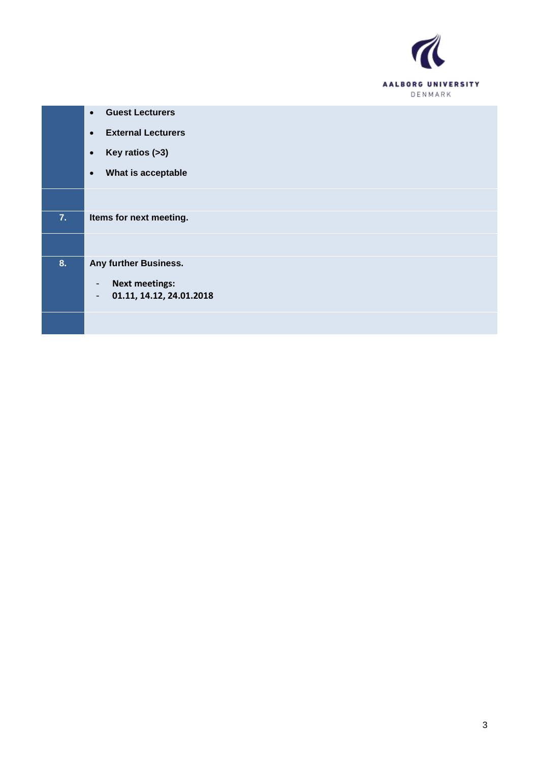| | |
|---|---|
| | • **Guest Lecturers**<br>• **External Lecturers**<br>• **Key ratios (>3)**<br>• **What is acceptable** |
| | |
| **7.** | **Items for next meeting.** |
| | |
| **8.** | **Any further Business.**<br>- **Next meetings:**<br>- **01.11, 14.12, 24.01.2018** |
| | |